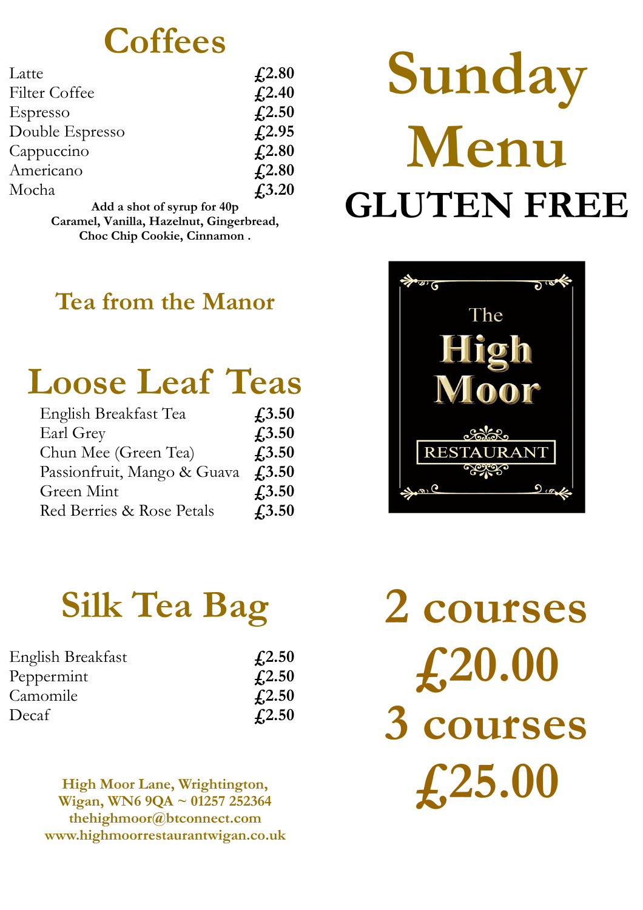# Sunday Menu

# GLUTEN FREE

The High Moor RESTAURANT

## 2 courses £20.00

## 3 courses £25.00

## Coffees

| | |
|---|---|
| Latte | **£2.80** |
| Filter Coffee | **£2.40** |
| Espresso | **£2.50** |
| Double Espresso | **£2.95** |
| Cappuccino | **£2.80** |
| Americano | **£2.80** |
| Mocha | **£3.20** |

**Add a shot of syrup for 40p**
**Caramel, Vanilla, Hazelnut, Gingerbread, Choc Chip Cookie, Cinnamon .**

## Tea from the Manor

## Loose Leaf Teas

| | |
|---|---|
| English Breakfast Tea | **£3.50** |
| Earl Grey | **£3.50** |
| Chun Mee (Green Tea) | **£3.50** |
| Passionfruit, Mango & Guava | **£3.50** |
| Green Mint | **£3.50** |
| Red Berries & Rose Petals | **£3.50** |

## Silk Tea Bag

| | |
|---|---|
| English Breakfast | **£2.50** |
| Peppermint | **£2.50** |
| Camomile | **£2.50** |
| Decaf | **£2.50** |

**High Moor Lane, Wrightington, Wigan, WN6 9QA ~ 01257 252364**
**thehighmoor@btconnect.com**
**www.highmoorrestaurantwigan.co.uk**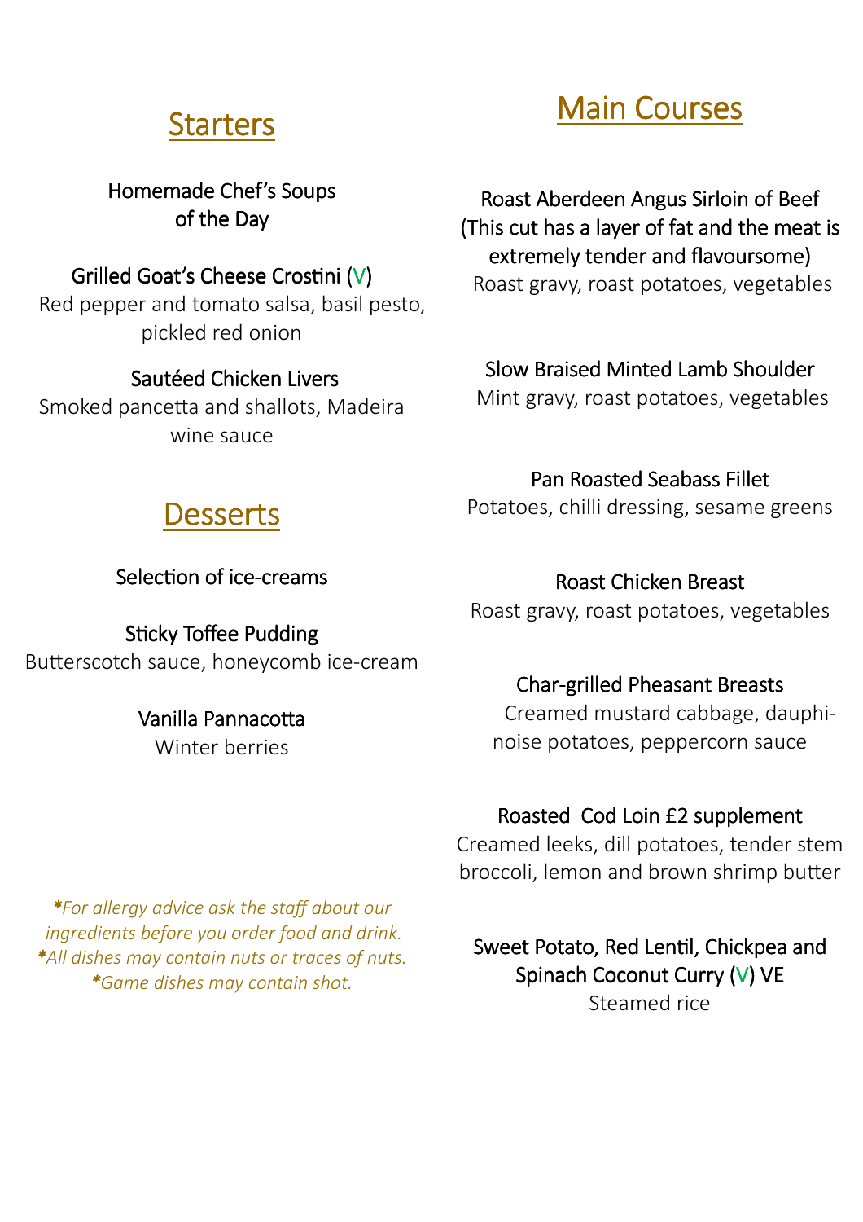## Starters

Homemade Chef's Soups of the Day

Grilled Goat's Cheese Crostini (V)
Red pepper and tomato salsa, basil pesto, pickled red onion

Sautéed Chicken Livers
Smoked pancetta and shallots, Madeira wine sauce

## Desserts

Selection of ice-creams

Sticky Toffee Pudding
Butterscotch sauce, honeycomb ice-cream

Vanilla Pannacotta
Winter berries

*\*For allergy advice ask the staff about our ingredients before you order food and drink.*
*\*All dishes may contain nuts or traces of nuts.*
*\*Game dishes may contain shot.*

## Main Courses

Roast Aberdeen Angus Sirloin of Beef
(This cut has a layer of fat and the meat is extremely tender and flavoursome)
Roast gravy, roast potatoes, vegetables

Slow Braised Minted Lamb Shoulder
Mint gravy, roast potatoes, vegetables

Pan Roasted Seabass Fillet
Potatoes, chilli dressing, sesame greens

Roast Chicken Breast
Roast gravy, roast potatoes, vegetables

Char-grilled Pheasant Breasts
Creamed mustard cabbage, dauphinoise potatoes, peppercorn sauce

Roasted Cod Loin £2 supplement
Creamed leeks, dill potatoes, tender stem broccoli, lemon and brown shrimp butter

Sweet Potato, Red Lentil, Chickpea and Spinach Coconut Curry (V) VE
Steamed rice